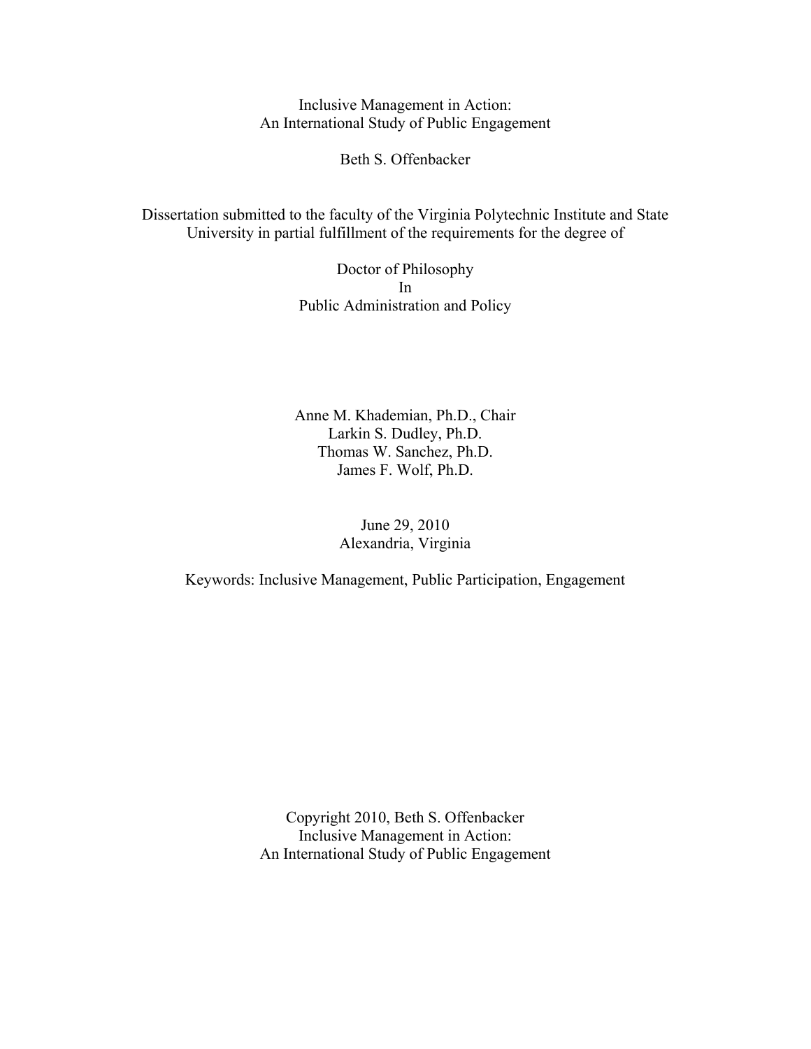# Inclusive Management in Action:
# An International Study of Public Engagement

Beth S. Offenbacker

Dissertation submitted to the faculty of the Virginia Polytechnic Institute and State University in partial fulfillment of the requirements for the degree of

Doctor of Philosophy
In
Public Administration and Policy

Anne M. Khademian, Ph.D., Chair
Larkin S. Dudley, Ph.D.
Thomas W. Sanchez, Ph.D.
James F. Wolf, Ph.D.

June 29, 2010
Alexandria, Virginia

Keywords: Inclusive Management, Public Participation, Engagement

Copyright 2010, Beth S. Offenbacker
Inclusive Management in Action:
An International Study of Public Engagement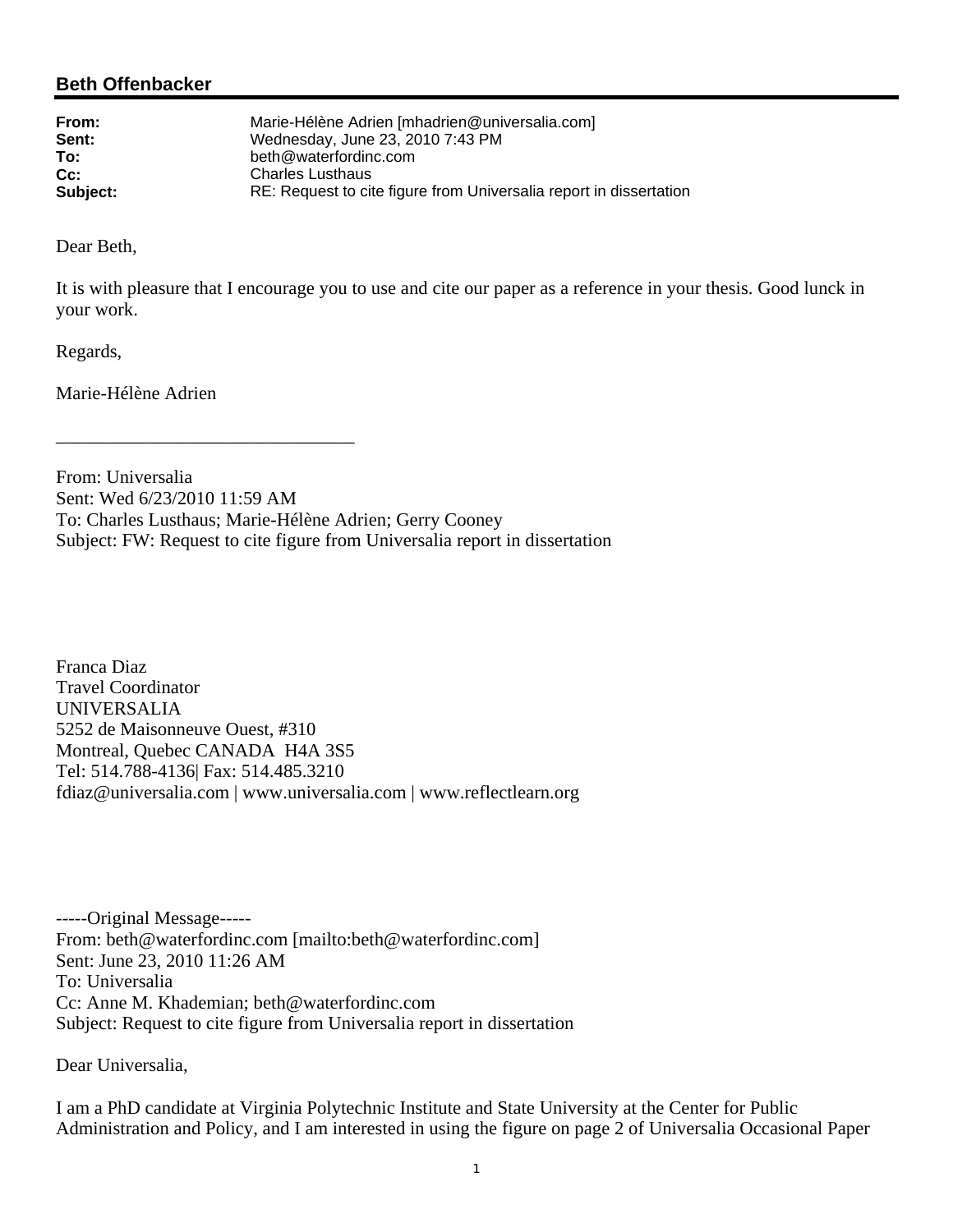## Beth Offenbacker

| | |
|---|---|
| **From:** | Marie-Hélène Adrien [mhadrien@universalia.com] |
| **Sent:** | Wednesday, June 23, 2010 7:43 PM |
| **To:** | beth@waterfordinc.com |
| **Cc:** | Charles Lusthaus |
| **Subject:** | RE: Request to cite figure from Universalia report in dissertation |

Dear Beth,

It is with pleasure that I encourage you to use and cite our paper as a reference in your thesis. Good lunck in your work.

Regards,

Marie-Hélène Adrien

________________________________

From: Universalia
Sent: Wed 6/23/2010 11:59 AM
To: Charles Lusthaus; Marie-Hélène Adrien; Gerry Cooney
Subject: FW: Request to cite figure from Universalia report in dissertation

Franca Diaz
Travel Coordinator
UNIVERSALIA
5252 de Maisonneuve Ouest, #310
Montreal, Quebec CANADA H4A 3S5
Tel: 514.788-4136| Fax: 514.485.3210
fdiaz@universalia.com | www.universalia.com | www.reflectlearn.org

-----Original Message-----
From: beth@waterfordinc.com [mailto:beth@waterfordinc.com]
Sent: June 23, 2010 11:26 AM
To: Universalia
Cc: Anne M. Khademian; beth@waterfordinc.com
Subject: Request to cite figure from Universalia report in dissertation

Dear Universalia,

I am a PhD candidate at Virginia Polytechnic Institute and State University at the Center for Public Administration and Policy, and I am interested in using the figure on page 2 of Universalia Occasional Paper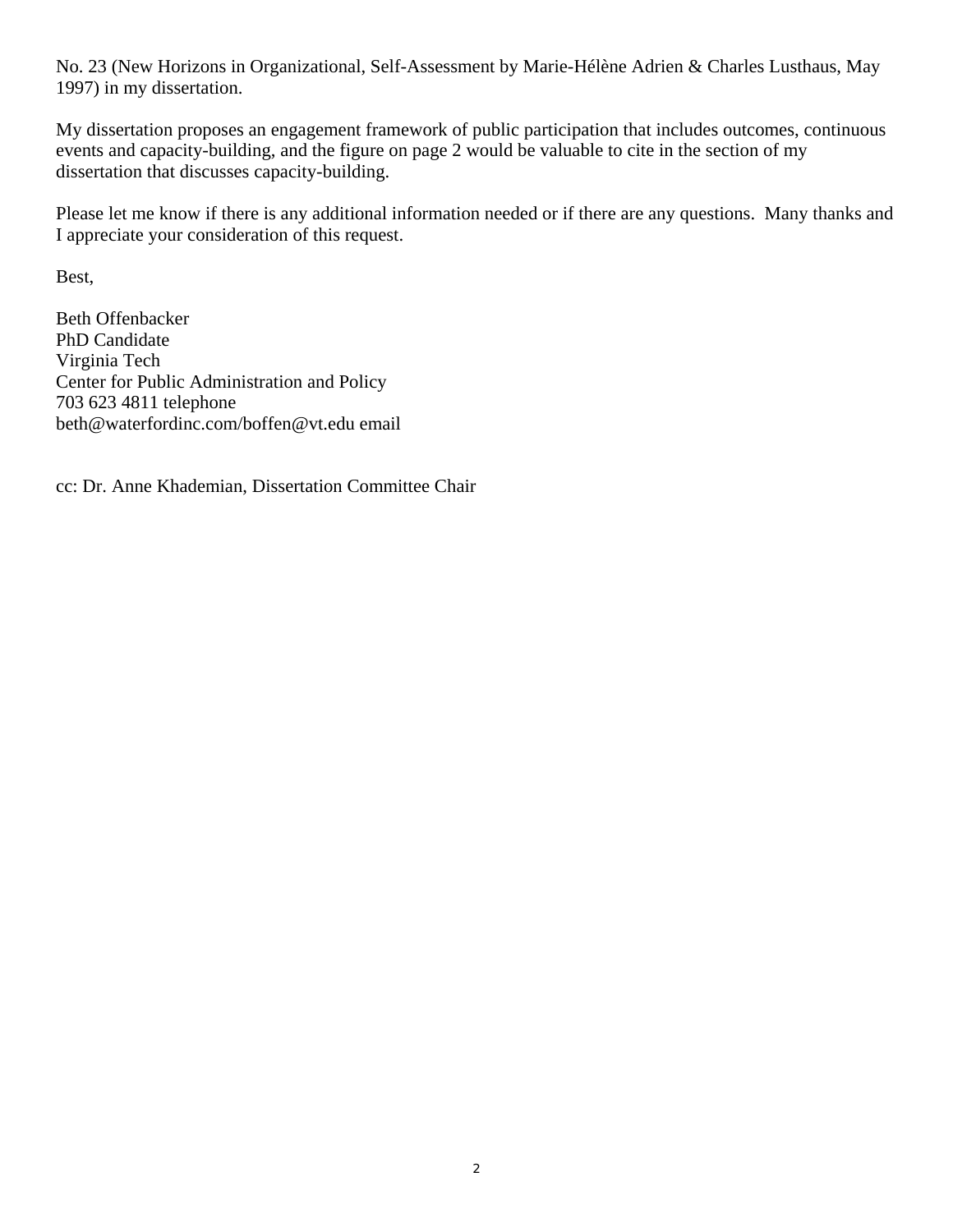No. 23 (New Horizons in Organizational, Self-Assessment by Marie-Hélène Adrien & Charles Lusthaus, May 1997) in my dissertation.

My dissertation proposes an engagement framework of public participation that includes outcomes, continuous events and capacity-building, and the figure on page 2 would be valuable to cite in the section of my dissertation that discusses capacity-building.

Please let me know if there is any additional information needed or if there are any questions. Many thanks and I appreciate your consideration of this request.

Best,

Beth Offenbacker
PhD Candidate
Virginia Tech
Center for Public Administration and Policy
703 623 4811 telephone
beth@waterfordinc.com/boffen@vt.edu email

cc: Dr. Anne Khademian, Dissertation Committee Chair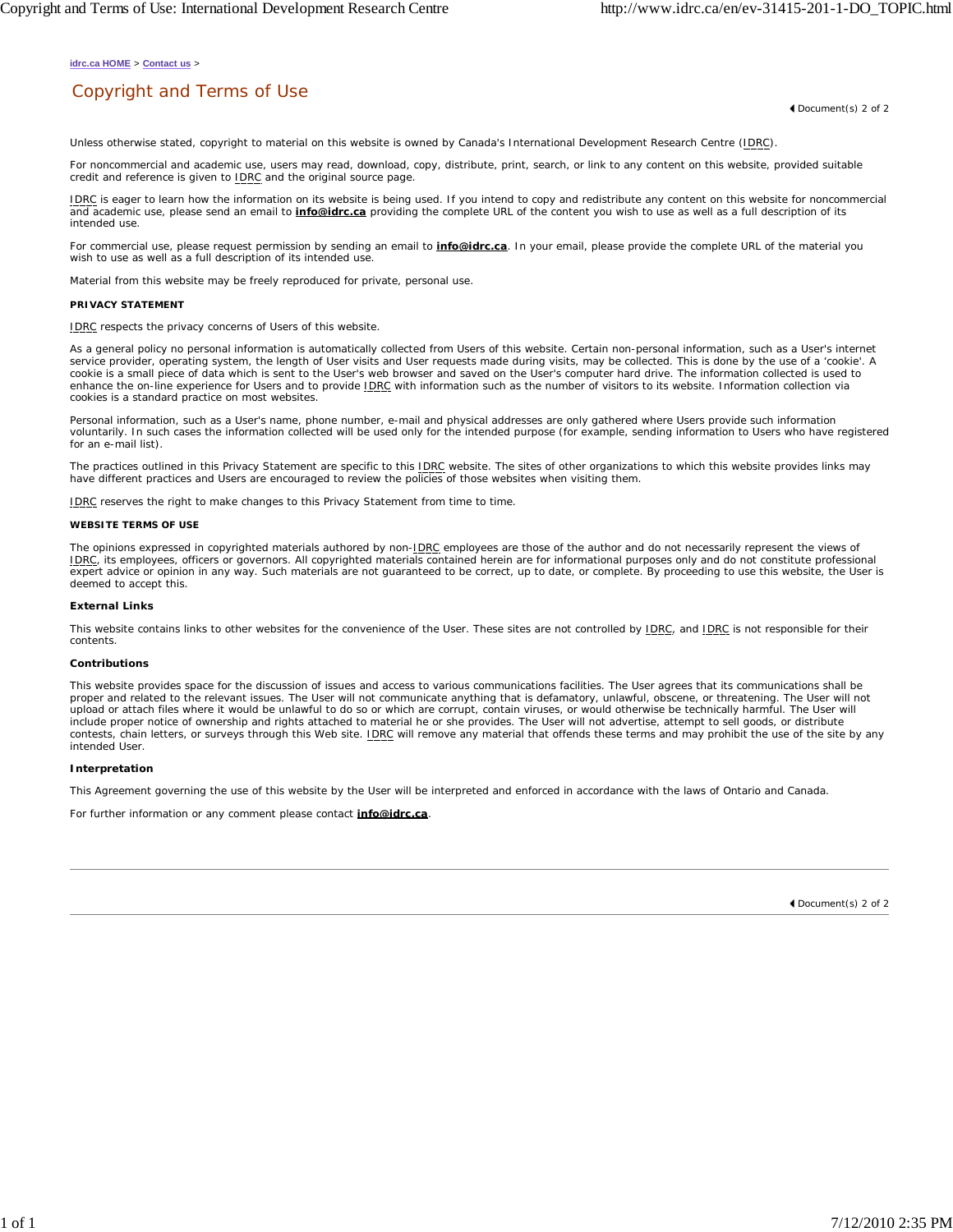idrc.ca HOME > Contact us >

# Copyright and Terms of Use

Document(s) 2 of 2

Unless otherwise stated, copyright to material on this website is owned by Canada's International Development Research Centre (IDRC).

For noncommercial and academic use, users may read, download, copy, distribute, print, search, or link to any content on this website, provided suitable credit and reference is given to IDRC and the original source page.

IDRC is eager to learn how the information on its website is being used. If you intend to copy and redistribute any content on this website for noncommercial and academic use, please send an email to **info@idrc.ca** providing the complete URL of the content you wish to use as well as a full description of its intended use.

For commercial use, please request permission by sending an email to **info@idrc.ca**. In your email, please provide the complete URL of the material you wish to use as well as a full description of its intended use.

Material from this website may be freely reproduced for private, personal use.

**PRIVACY STATEMENT**

IDRC respects the privacy concerns of Users of this website.

As a general policy no personal information is automatically collected from Users of this website. Certain non-personal information, such as a User's internet service provider, operating system, the length of User visits and User requests made during visits, may be collected. This is done by the use of a 'cookie'. A cookie is a small piece of data which is sent to the User's web browser and saved on the User's computer hard drive. The information collected is used to enhance the on-line experience for Users and to provide IDRC with information such as the number of visitors to its website. Information collection via cookies is a standard practice on most websites.

Personal information, such as a User's name, phone number, e-mail and physical addresses are only gathered where Users provide such information voluntarily. In such cases the information collected will be used only for the intended purpose (for example, sending information to Users who have registered for an e-mail list).

The practices outlined in this Privacy Statement are specific to this IDRC website. The sites of other organizations to which this website provides links may have different practices and Users are encouraged to review the policies of those websites when visiting them.

IDRC reserves the right to make changes to this Privacy Statement from time to time.

**WEBSITE TERMS OF USE**

The opinions expressed in copyrighted materials authored by non-IDRC employees are those of the author and do not necessarily represent the views of IDRC, its employees, officers or governors. All copyrighted materials contained herein are for informational purposes only and do not constitute professional expert advice or opinion in any way. Such materials are not guaranteed to be correct, up to date, or complete. By proceeding to use this website, the User is deemed to accept this.

**External Links**

This website contains links to other websites for the convenience of the User. These sites are not controlled by IDRC, and IDRC is not responsible for their contents.

**Contributions**

This website provides space for the discussion of issues and access to various communications facilities. The User agrees that its communications shall be proper and related to the relevant issues. The User will not communicate anything that is defamatory, unlawful, obscene, or threatening. The User will not upload or attach files where it would be unlawful to do so or which are corrupt, contain viruses, or would otherwise be technically harmful. The User will include proper notice of ownership and rights attached to material he or she provides. The User will not advertise, attempt to sell goods, or distribute contests, chain letters, or surveys through this Web site. IDRC will remove any material that offends these terms and may prohibit the use of the site by any intended User.

**Interpretation**

This Agreement governing the use of this website by the User will be interpreted and enforced in accordance with the laws of Ontario and Canada.

For further information or any comment please contact **info@idrc.ca**.

Document(s) 2 of 2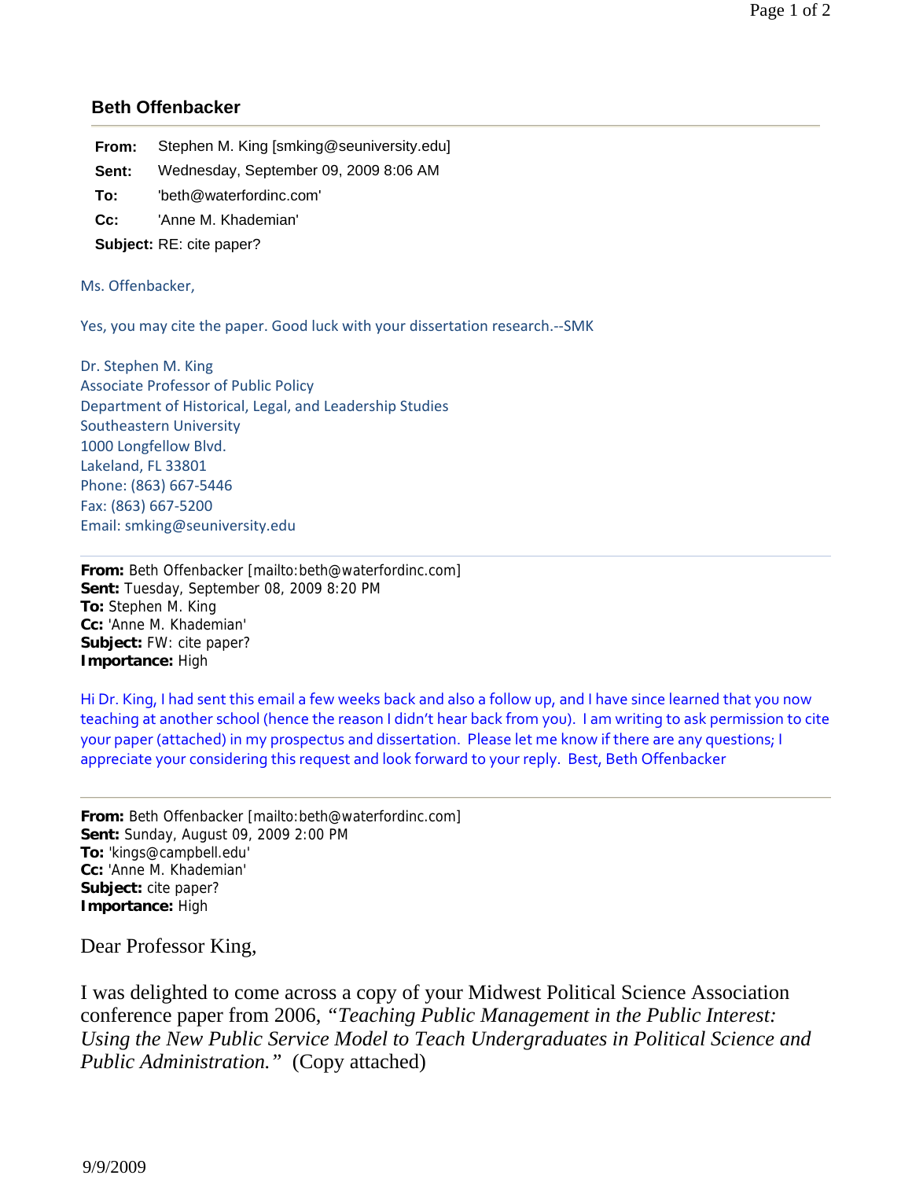## Beth Offenbacker

**From:** Stephen M. King [smking@seuniversity.edu]
**Sent:** Wednesday, September 09, 2009 8:06 AM
**To:** 'beth@waterfordinc.com'
**Cc:** 'Anne M. Khademian'
**Subject:** RE: cite paper?

Ms. Offenbacker,

Yes, you may cite the paper. Good luck with your dissertation research.--SMK

Dr. Stephen M. King
Associate Professor of Public Policy
Department of Historical, Legal, and Leadership Studies
Southeastern University
1000 Longfellow Blvd.
Lakeland, FL 33801
Phone: (863) 667-5446
Fax: (863) 667-5200
Email: smking@seuniversity.edu

---

**From:** Beth Offenbacker [mailto:beth@waterfordinc.com]
**Sent:** Tuesday, September 08, 2009 8:20 PM
**To:** Stephen M. King
**Cc:** 'Anne M. Khademian'
**Subject:** FW: cite paper?
**Importance:** High

Hi Dr. King, I had sent this email a few weeks back and also a follow up, and I have since learned that you now teaching at another school (hence the reason I didn't hear back from you). I am writing to ask permission to cite your paper (attached) in my prospectus and dissertation. Please let me know if there are any questions; I appreciate your considering this request and look forward to your reply. Best, Beth Offenbacker

---

**From:** Beth Offenbacker [mailto:beth@waterfordinc.com]
**Sent:** Sunday, August 09, 2009 2:00 PM
**To:** 'kings@campbell.edu'
**Cc:** 'Anne M. Khademian'
**Subject:** cite paper?
**Importance:** High

Dear Professor King,

I was delighted to come across a copy of your Midwest Political Science Association conference paper from 2006, *"Teaching Public Management in the Public Interest: Using the New Public Service Model to Teach Undergraduates in Political Science and Public Administration."* (Copy attached)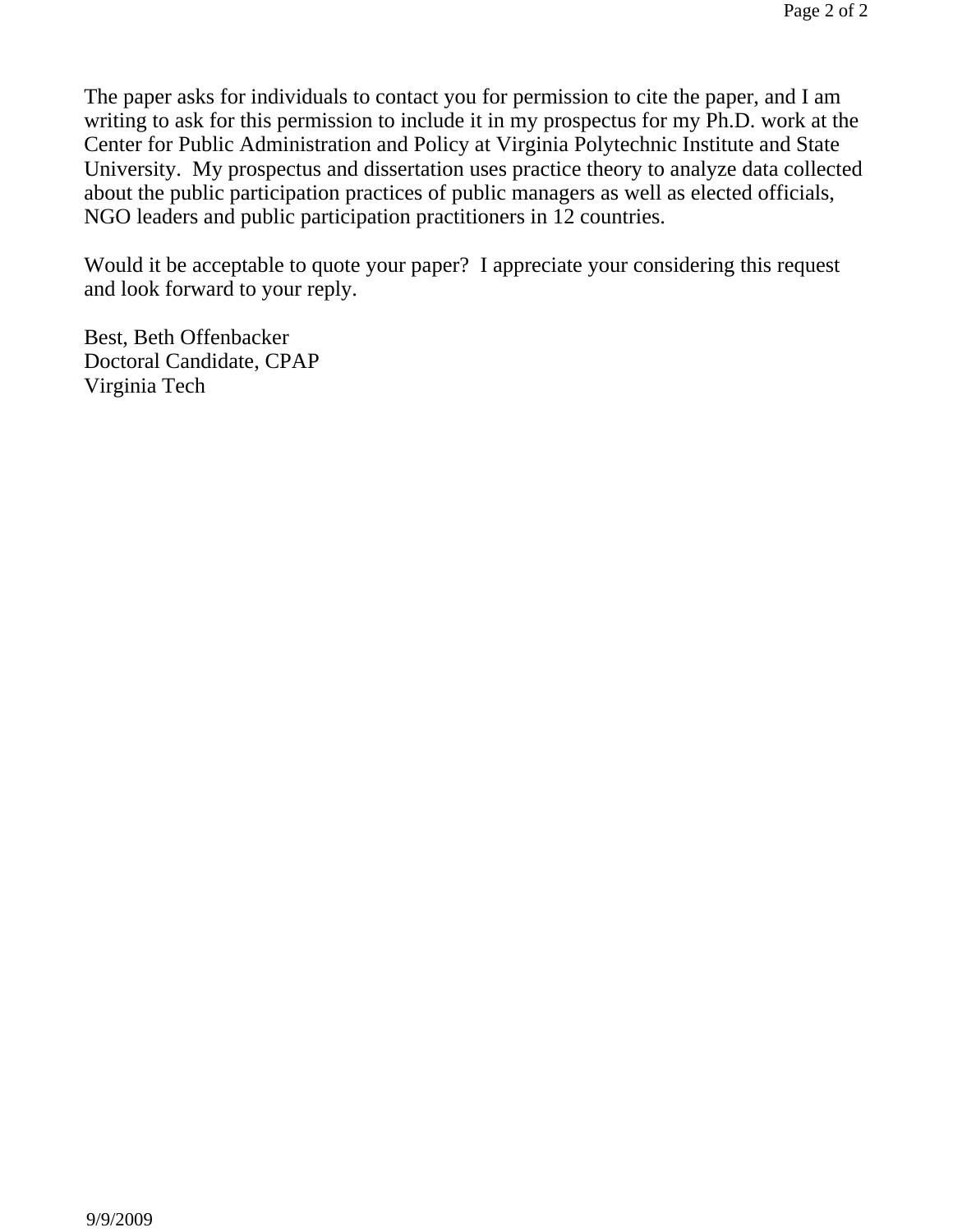The paper asks for individuals to contact you for permission to cite the paper, and I am writing to ask for this permission to include it in my prospectus for my Ph.D. work at the Center for Public Administration and Policy at Virginia Polytechnic Institute and State University.  My prospectus and dissertation uses practice theory to analyze data collected about the public participation practices of public managers as well as elected officials, NGO leaders and public participation practitioners in 12 countries.

Would it be acceptable to quote your paper?  I appreciate your considering this request and look forward to your reply.

Best, Beth Offenbacker  
Doctoral Candidate, CPAP  
Virginia Tech